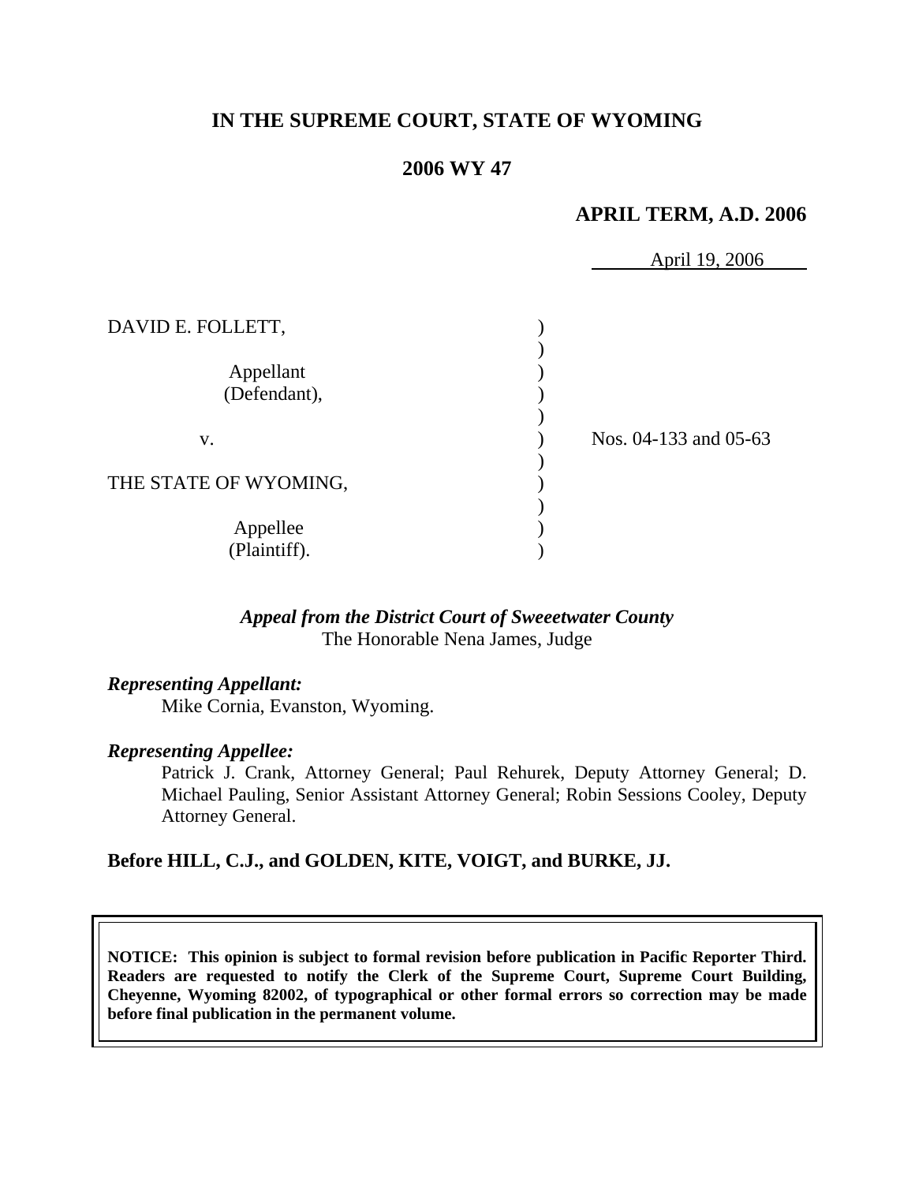# IN THE SUPREME COURT, STATE OF WYOMING

## 2006 WY 47

### APRIL TERM, A.D. 2006

April 19, 2006

DAVID E. FOLLETT,

Appellant (Defendant),

v.

THE STATE OF WYOMING,

Appellee (Plaintiff).

Nos. 04-133 and 05-63

***Appeal from the District Court of Sweeetwater County***
The Honorable Nena James, Judge

***Representing Appellant:***
Mike Cornia, Evanston, Wyoming.

***Representing Appellee:***
Patrick J. Crank, Attorney General; Paul Rehurek, Deputy Attorney General; D. Michael Pauling, Senior Assistant Attorney General; Robin Sessions Cooley, Deputy Attorney General.

**Before HILL, C.J., and GOLDEN, KITE, VOIGT, and BURKE, JJ.**

**NOTICE: This opinion is subject to formal revision before publication in Pacific Reporter Third. Readers are requested to notify the Clerk of the Supreme Court, Supreme Court Building, Cheyenne, Wyoming 82002, of typographical or other formal errors so correction may be made before final publication in the permanent volume.**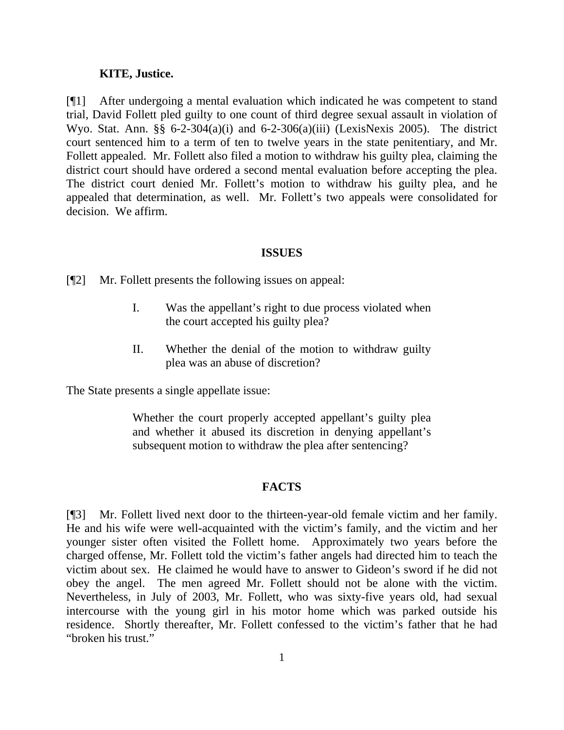**KITE, Justice.**

[¶1] After undergoing a mental evaluation which indicated he was competent to stand trial, David Follett pled guilty to one count of third degree sexual assault in violation of Wyo. Stat. Ann. §§ 6-2-304(a)(i) and 6-2-306(a)(iii) (LexisNexis 2005). The district court sentenced him to a term of ten to twelve years in the state penitentiary, and Mr. Follett appealed. Mr. Follett also filed a motion to withdraw his guilty plea, claiming the district court should have ordered a second mental evaluation before accepting the plea. The district court denied Mr. Follett's motion to withdraw his guilty plea, and he appealed that determination, as well. Mr. Follett's two appeals were consolidated for decision. We affirm.

## ISSUES

[¶2] Mr. Follett presents the following issues on appeal:

> I. Was the appellant's right to due process violated when the court accepted his guilty plea?
>
> II. Whether the denial of the motion to withdraw guilty plea was an abuse of discretion?

The State presents a single appellate issue:

> Whether the court properly accepted appellant's guilty plea and whether it abused its discretion in denying appellant's subsequent motion to withdraw the plea after sentencing?

## FACTS

[¶3] Mr. Follett lived next door to the thirteen-year-old female victim and her family. He and his wife were well-acquainted with the victim's family, and the victim and her younger sister often visited the Follett home. Approximately two years before the charged offense, Mr. Follett told the victim's father angels had directed him to teach the victim about sex. He claimed he would have to answer to Gideon's sword if he did not obey the angel. The men agreed Mr. Follett should not be alone with the victim. Nevertheless, in July of 2003, Mr. Follett, who was sixty-five years old, had sexual intercourse with the young girl in his motor home which was parked outside his residence. Shortly thereafter, Mr. Follett confessed to the victim's father that he had "broken his trust."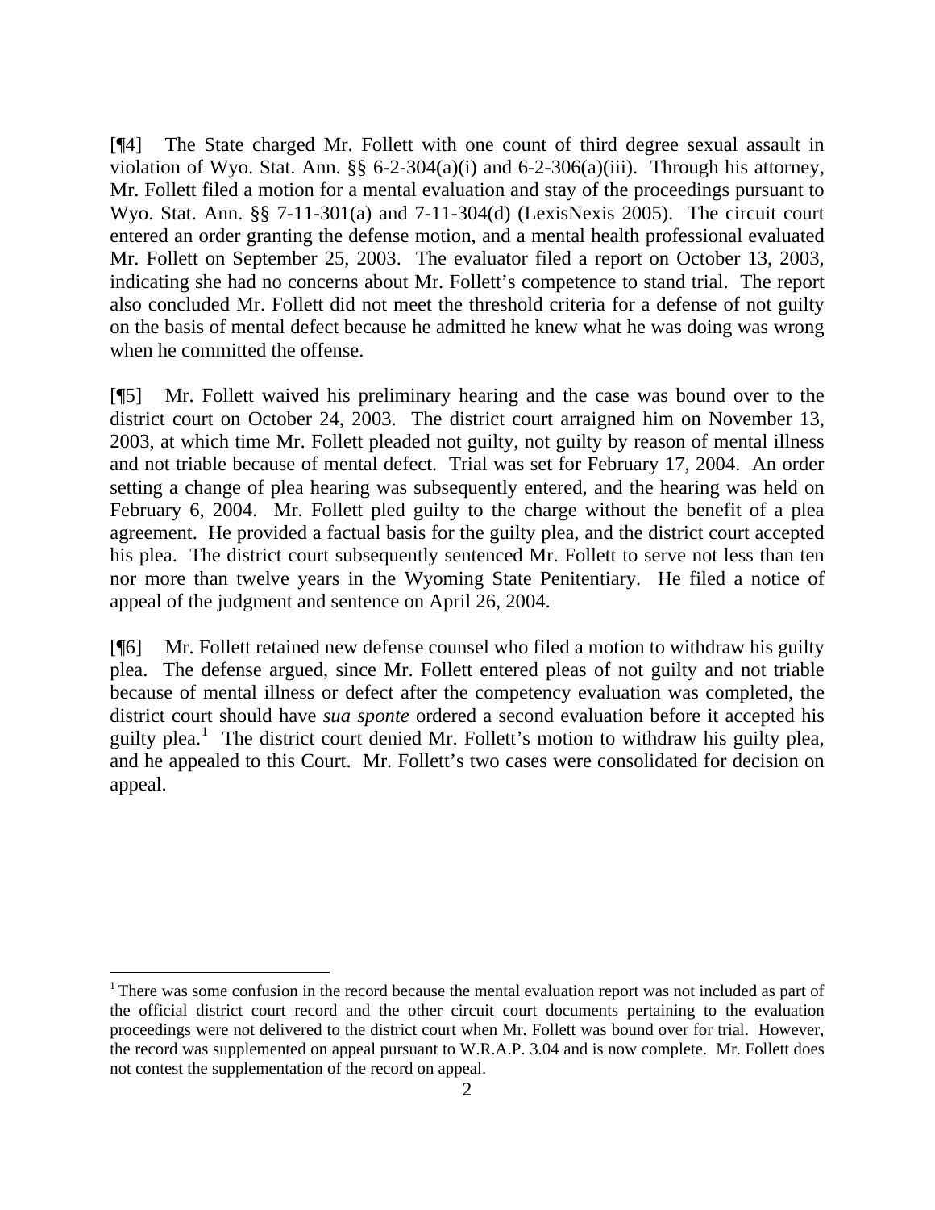[¶4] The State charged Mr. Follett with one count of third degree sexual assault in violation of Wyo. Stat. Ann. §§ 6-2-304(a)(i) and 6-2-306(a)(iii). Through his attorney, Mr. Follett filed a motion for a mental evaluation and stay of the proceedings pursuant to Wyo. Stat. Ann. §§ 7-11-301(a) and 7-11-304(d) (LexisNexis 2005). The circuit court entered an order granting the defense motion, and a mental health professional evaluated Mr. Follett on September 25, 2003. The evaluator filed a report on October 13, 2003, indicating she had no concerns about Mr. Follett's competence to stand trial. The report also concluded Mr. Follett did not meet the threshold criteria for a defense of not guilty on the basis of mental defect because he admitted he knew what he was doing was wrong when he committed the offense.

[¶5] Mr. Follett waived his preliminary hearing and the case was bound over to the district court on October 24, 2003. The district court arraigned him on November 13, 2003, at which time Mr. Follett pleaded not guilty, not guilty by reason of mental illness and not triable because of mental defect. Trial was set for February 17, 2004. An order setting a change of plea hearing was subsequently entered, and the hearing was held on February 6, 2004. Mr. Follett pled guilty to the charge without the benefit of a plea agreement. He provided a factual basis for the guilty plea, and the district court accepted his plea. The district court subsequently sentenced Mr. Follett to serve not less than ten nor more than twelve years in the Wyoming State Penitentiary. He filed a notice of appeal of the judgment and sentence on April 26, 2004.

[¶6] Mr. Follett retained new defense counsel who filed a motion to withdraw his guilty plea. The defense argued, since Mr. Follett entered pleas of not guilty and not triable because of mental illness or defect after the competency evaluation was completed, the district court should have *sua sponte* ordered a second evaluation before it accepted his guilty plea.[1] The district court denied Mr. Follett's motion to withdraw his guilty plea, and he appealed to this Court. Mr. Follett's two cases were consolidated for decision on appeal.

---

[1] There was some confusion in the record because the mental evaluation report was not included as part of the official district court record and the other circuit court documents pertaining to the evaluation proceedings were not delivered to the district court when Mr. Follett was bound over for trial. However, the record was supplemented on appeal pursuant to W.R.A.P. 3.04 and is now complete. Mr. Follett does not contest the supplementation of the record on appeal.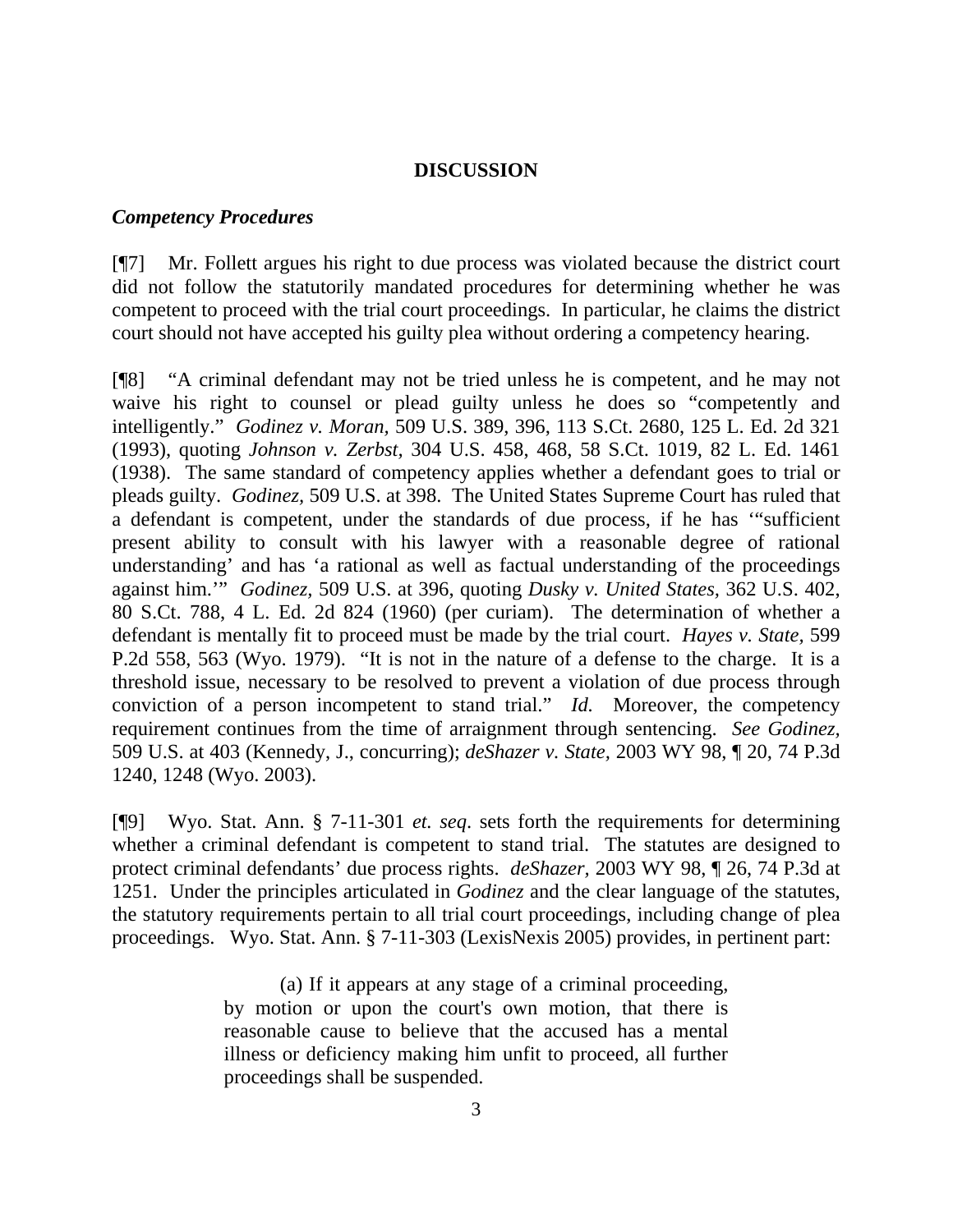## DISCUSSION

### *Competency Procedures*

[¶7] Mr. Follett argues his right to due process was violated because the district court did not follow the statutorily mandated procedures for determining whether he was competent to proceed with the trial court proceedings. In particular, he claims the district court should not have accepted his guilty plea without ordering a competency hearing.

[¶8] "A criminal defendant may not be tried unless he is competent, and he may not waive his right to counsel or plead guilty unless he does so "competently and intelligently." *Godinez v. Moran,* 509 U.S. 389, 396, 113 S.Ct. 2680, 125 L. Ed. 2d 321 (1993), quoting *Johnson v. Zerbst,* 304 U.S. 458, 468, 58 S.Ct. 1019, 82 L. Ed. 1461 (1938). The same standard of competency applies whether a defendant goes to trial or pleads guilty. *Godinez,* 509 U.S. at 398. The United States Supreme Court has ruled that a defendant is competent, under the standards of due process, if he has '"sufficient present ability to consult with his lawyer with a reasonable degree of rational understanding' and has 'a rational as well as factual understanding of the proceedings against him.'" *Godinez,* 509 U.S. at 396, quoting *Dusky v. United States,* 362 U.S. 402, 80 S.Ct. 788, 4 L. Ed. 2d 824 (1960) (per curiam). The determination of whether a defendant is mentally fit to proceed must be made by the trial court. *Hayes v. State,* 599 P.2d 558, 563 (Wyo. 1979). "It is not in the nature of a defense to the charge. It is a threshold issue, necessary to be resolved to prevent a violation of due process through conviction of a person incompetent to stand trial." *Id.* Moreover, the competency requirement continues from the time of arraignment through sentencing. *See Godinez,* 509 U.S. at 403 (Kennedy, J., concurring); *deShazer v. State,* 2003 WY 98, ¶ 20, 74 P.3d 1240, 1248 (Wyo. 2003).

[¶9] Wyo. Stat. Ann. § 7-11-301 *et. seq*. sets forth the requirements for determining whether a criminal defendant is competent to stand trial. The statutes are designed to protect criminal defendants' due process rights. *deShazer,* 2003 WY 98, ¶ 26, 74 P.3d at 1251. Under the principles articulated in *Godinez* and the clear language of the statutes, the statutory requirements pertain to all trial court proceedings, including change of plea proceedings. Wyo. Stat. Ann. § 7-11-303 (LexisNexis 2005) provides, in pertinent part:

> (a) If it appears at any stage of a criminal proceeding, by motion or upon the court's own motion, that there is reasonable cause to believe that the accused has a mental illness or deficiency making him unfit to proceed, all further proceedings shall be suspended.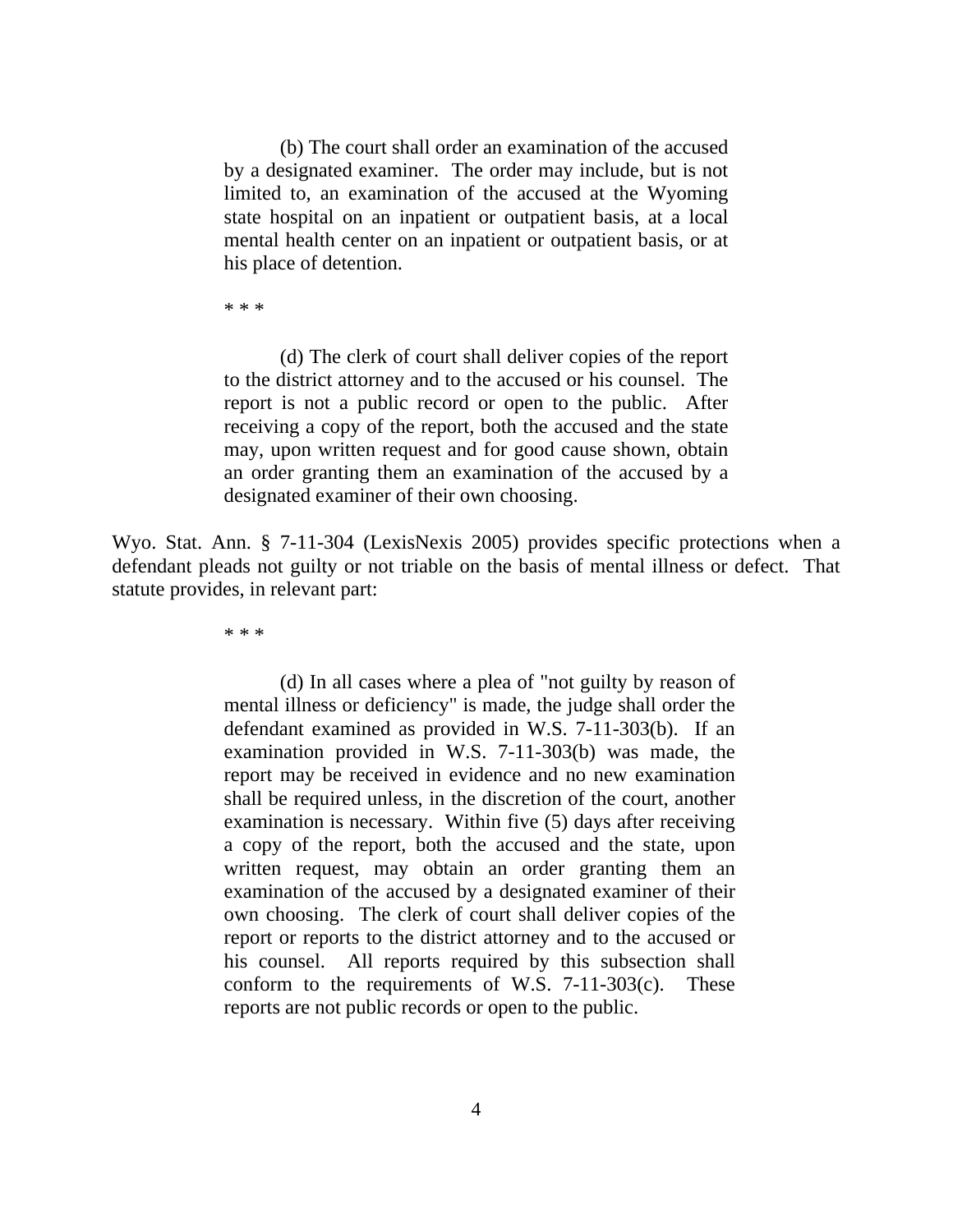> (b) The court shall order an examination of the accused by a designated examiner. The order may include, but is not limited to, an examination of the accused at the Wyoming state hospital on an inpatient or outpatient basis, at a local mental health center on an inpatient or outpatient basis, or at his place of detention.
>
> * * *
>
> (d) The clerk of court shall deliver copies of the report to the district attorney and to the accused or his counsel. The report is not a public record or open to the public. After receiving a copy of the report, both the accused and the state may, upon written request and for good cause shown, obtain an order granting them an examination of the accused by a designated examiner of their own choosing.

Wyo. Stat. Ann. § 7-11-304 (LexisNexis 2005) provides specific protections when a defendant pleads not guilty or not triable on the basis of mental illness or defect. That statute provides, in relevant part:

> * * *
>
> (d) In all cases where a plea of "not guilty by reason of mental illness or deficiency" is made, the judge shall order the defendant examined as provided in W.S. 7-11-303(b). If an examination provided in W.S. 7-11-303(b) was made, the report may be received in evidence and no new examination shall be required unless, in the discretion of the court, another examination is necessary. Within five (5) days after receiving a copy of the report, both the accused and the state, upon written request, may obtain an order granting them an examination of the accused by a designated examiner of their own choosing. The clerk of court shall deliver copies of the report or reports to the district attorney and to the accused or his counsel. All reports required by this subsection shall conform to the requirements of W.S. 7-11-303(c). These reports are not public records or open to the public.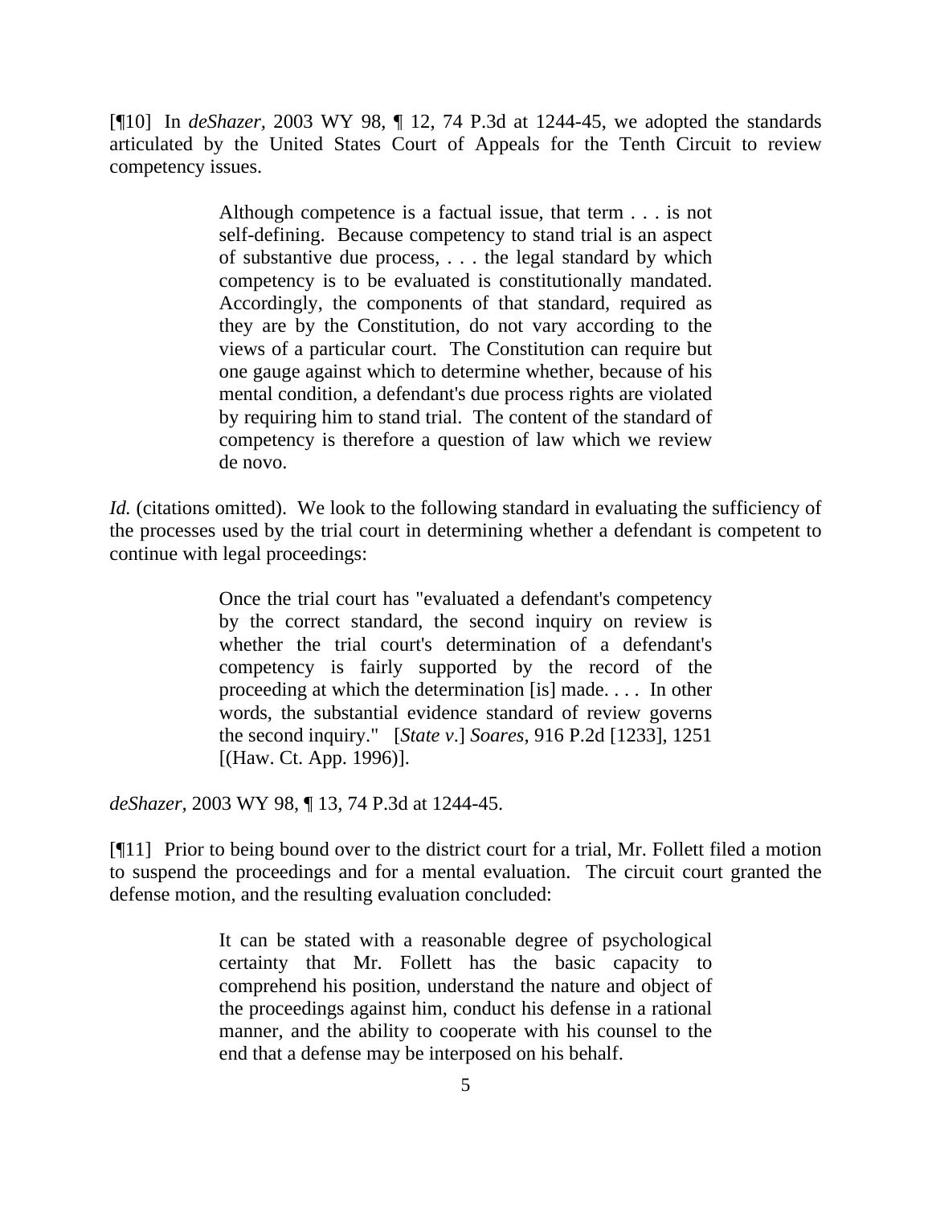[¶10] In *deShazer,* 2003 WY 98, ¶ 12, 74 P.3d at 1244-45, we adopted the standards articulated by the United States Court of Appeals for the Tenth Circuit to review competency issues.

> Although competence is a factual issue, that term . . . is not self-defining. Because competency to stand trial is an aspect of substantive due process, . . . the legal standard by which competency is to be evaluated is constitutionally mandated. Accordingly, the components of that standard, required as they are by the Constitution, do not vary according to the views of a particular court. The Constitution can require but one gauge against which to determine whether, because of his mental condition, a defendant's due process rights are violated by requiring him to stand trial. The content of the standard of competency is therefore a question of law which we review de novo.

*Id.* (citations omitted). We look to the following standard in evaluating the sufficiency of the processes used by the trial court in determining whether a defendant is competent to continue with legal proceedings:

> Once the trial court has "evaluated a defendant's competency by the correct standard, the second inquiry on review is whether the trial court's determination of a defendant's competency is fairly supported by the record of the proceeding at which the determination [is] made. . . . In other words, the substantial evidence standard of review governs the second inquiry." [*State v.*] *Soares,* 916 P.2d [1233], 1251 [(Haw. Ct. App. 1996)].

*deShazer,* 2003 WY 98, ¶ 13, 74 P.3d at 1244-45.

[¶11] Prior to being bound over to the district court for a trial, Mr. Follett filed a motion to suspend the proceedings and for a mental evaluation. The circuit court granted the defense motion, and the resulting evaluation concluded:

> It can be stated with a reasonable degree of psychological certainty that Mr. Follett has the basic capacity to comprehend his position, understand the nature and object of the proceedings against him, conduct his defense in a rational manner, and the ability to cooperate with his counsel to the end that a defense may be interposed on his behalf.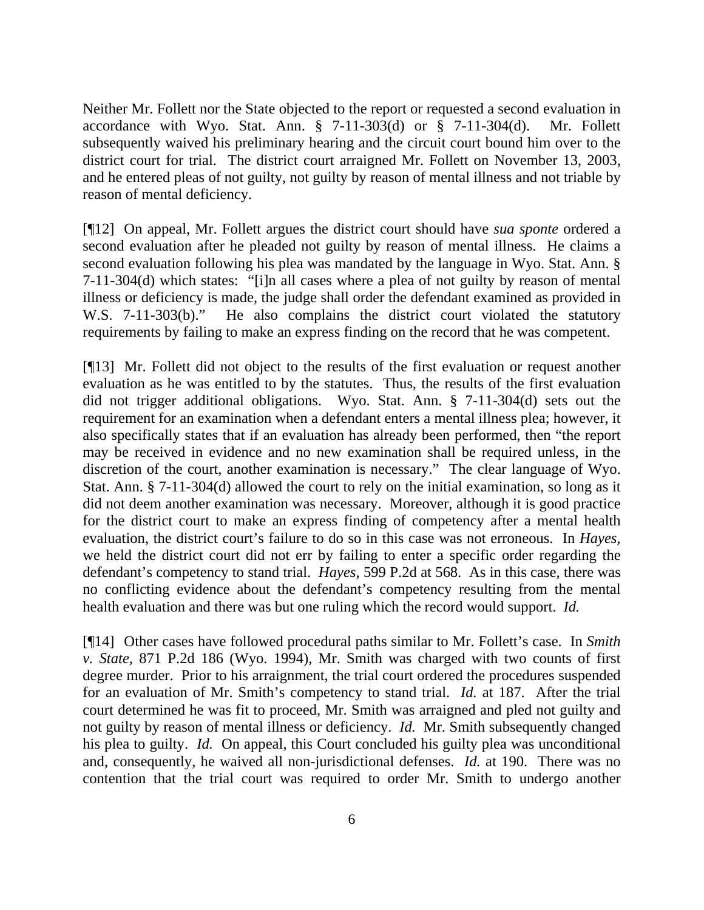Neither Mr. Follett nor the State objected to the report or requested a second evaluation in accordance with Wyo. Stat. Ann. § 7-11-303(d) or § 7-11-304(d). Mr. Follett subsequently waived his preliminary hearing and the circuit court bound him over to the district court for trial. The district court arraigned Mr. Follett on November 13, 2003, and he entered pleas of not guilty, not guilty by reason of mental illness and not triable by reason of mental deficiency.

[¶12] On appeal, Mr. Follett argues the district court should have *sua sponte* ordered a second evaluation after he pleaded not guilty by reason of mental illness. He claims a second evaluation following his plea was mandated by the language in Wyo. Stat. Ann. § 7-11-304(d) which states: "[i]n all cases where a plea of not guilty by reason of mental illness or deficiency is made, the judge shall order the defendant examined as provided in W.S. 7-11-303(b)." He also complains the district court violated the statutory requirements by failing to make an express finding on the record that he was competent.

[¶13] Mr. Follett did not object to the results of the first evaluation or request another evaluation as he was entitled to by the statutes. Thus, the results of the first evaluation did not trigger additional obligations. Wyo. Stat. Ann. § 7-11-304(d) sets out the requirement for an examination when a defendant enters a mental illness plea; however, it also specifically states that if an evaluation has already been performed, then "the report may be received in evidence and no new examination shall be required unless, in the discretion of the court, another examination is necessary." The clear language of Wyo. Stat. Ann. § 7-11-304(d) allowed the court to rely on the initial examination, so long as it did not deem another examination was necessary. Moreover, although it is good practice for the district court to make an express finding of competency after a mental health evaluation, the district court's failure to do so in this case was not erroneous. In *Hayes,* we held the district court did not err by failing to enter a specific order regarding the defendant's competency to stand trial. *Hayes*, 599 P.2d at 568. As in this case, there was no conflicting evidence about the defendant's competency resulting from the mental health evaluation and there was but one ruling which the record would support. *Id.*

[¶14] Other cases have followed procedural paths similar to Mr. Follett's case. In *Smith v. State,* 871 P.2d 186 (Wyo. 1994), Mr. Smith was charged with two counts of first degree murder. Prior to his arraignment, the trial court ordered the procedures suspended for an evaluation of Mr. Smith's competency to stand trial. *Id.* at 187. After the trial court determined he was fit to proceed, Mr. Smith was arraigned and pled not guilty and not guilty by reason of mental illness or deficiency. *Id.* Mr. Smith subsequently changed his plea to guilty. *Id.* On appeal, this Court concluded his guilty plea was unconditional and, consequently, he waived all non-jurisdictional defenses. *Id.* at 190. There was no contention that the trial court was required to order Mr. Smith to undergo another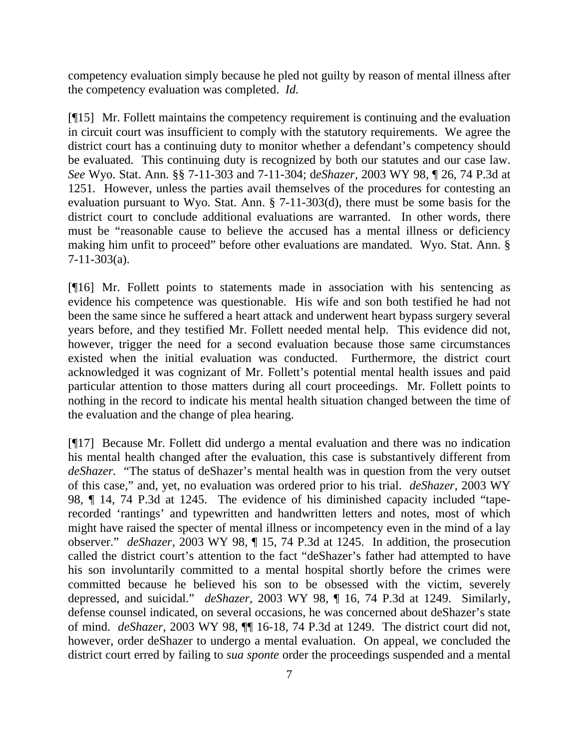competency evaluation simply because he pled not guilty by reason of mental illness after the competency evaluation was completed. *Id.*

[¶15] Mr. Follett maintains the competency requirement is continuing and the evaluation in circuit court was insufficient to comply with the statutory requirements. We agree the district court has a continuing duty to monitor whether a defendant's competency should be evaluated. This continuing duty is recognized by both our statutes and our case law. *See* Wyo. Stat. Ann. §§ 7-11-303 and 7-11-304; d*eShazer*, 2003 WY 98, ¶ 26, 74 P.3d at 1251. However, unless the parties avail themselves of the procedures for contesting an evaluation pursuant to Wyo. Stat. Ann. § 7-11-303(d), there must be some basis for the district court to conclude additional evaluations are warranted. In other words, there must be "reasonable cause to believe the accused has a mental illness or deficiency making him unfit to proceed" before other evaluations are mandated. Wyo. Stat. Ann. § 7-11-303(a).

[¶16] Mr. Follett points to statements made in association with his sentencing as evidence his competence was questionable. His wife and son both testified he had not been the same since he suffered a heart attack and underwent heart bypass surgery several years before, and they testified Mr. Follett needed mental help. This evidence did not, however, trigger the need for a second evaluation because those same circumstances existed when the initial evaluation was conducted. Furthermore, the district court acknowledged it was cognizant of Mr. Follett's potential mental health issues and paid particular attention to those matters during all court proceedings. Mr. Follett points to nothing in the record to indicate his mental health situation changed between the time of the evaluation and the change of plea hearing.

[¶17] Because Mr. Follett did undergo a mental evaluation and there was no indication his mental health changed after the evaluation, this case is substantively different from *deShazer*. "The status of deShazer's mental health was in question from the very outset of this case," and, yet, no evaluation was ordered prior to his trial. *deShazer*, 2003 WY 98, ¶ 14, 74 P.3d at 1245. The evidence of his diminished capacity included "tape-recorded 'rantings' and typewritten and handwritten letters and notes, most of which might have raised the specter of mental illness or incompetency even in the mind of a lay observer." *deShazer*, 2003 WY 98, ¶ 15, 74 P.3d at 1245. In addition, the prosecution called the district court's attention to the fact "deShazer's father had attempted to have his son involuntarily committed to a mental hospital shortly before the crimes were committed because he believed his son to be obsessed with the victim, severely depressed, and suicidal." *deShazer*, 2003 WY 98, ¶ 16, 74 P.3d at 1249. Similarly, defense counsel indicated, on several occasions, he was concerned about deShazer's state of mind. *deShazer*, 2003 WY 98, ¶¶ 16-18, 74 P.3d at 1249. The district court did not, however, order deShazer to undergo a mental evaluation. On appeal, we concluded the district court erred by failing to *sua sponte* order the proceedings suspended and a mental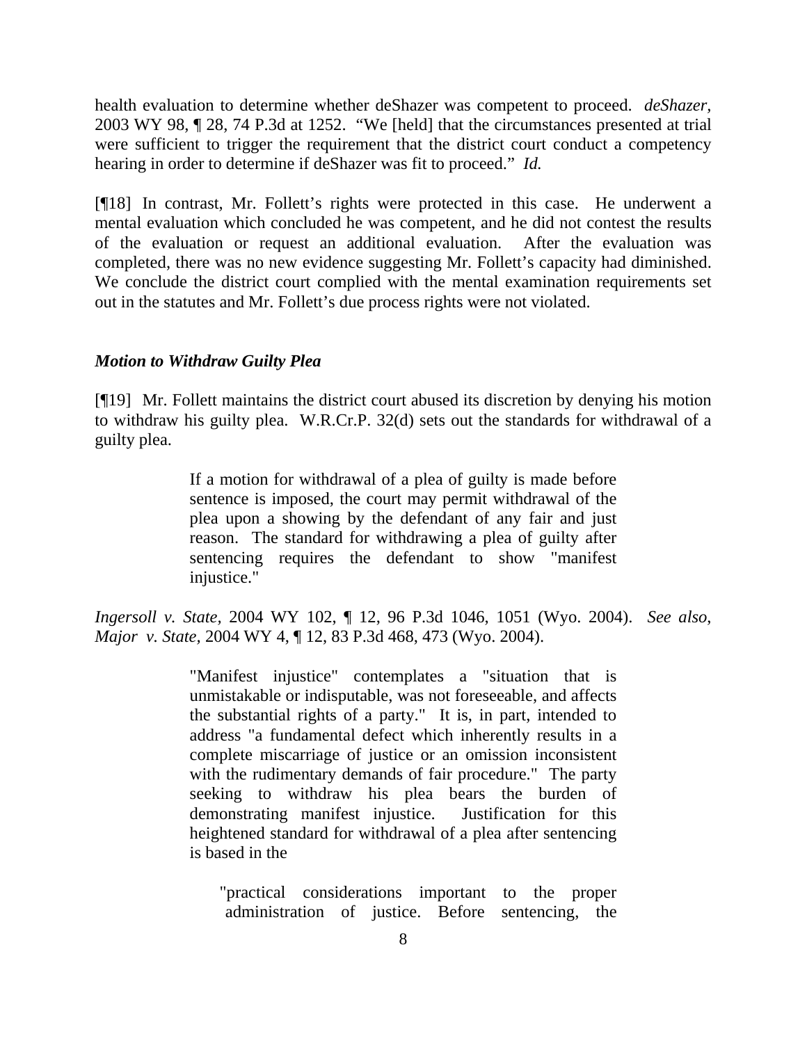health evaluation to determine whether deShazer was competent to proceed. *deShazer*, 2003 WY 98, ¶ 28, 74 P.3d at 1252. "We [held] that the circumstances presented at trial were sufficient to trigger the requirement that the district court conduct a competency hearing in order to determine if deShazer was fit to proceed." *Id.*

[¶18] In contrast, Mr. Follett's rights were protected in this case. He underwent a mental evaluation which concluded he was competent, and he did not contest the results of the evaluation or request an additional evaluation. After the evaluation was completed, there was no new evidence suggesting Mr. Follett's capacity had diminished. We conclude the district court complied with the mental examination requirements set out in the statutes and Mr. Follett's due process rights were not violated.

***Motion to Withdraw Guilty Plea***

[¶19] Mr. Follett maintains the district court abused its discretion by denying his motion to withdraw his guilty plea. W.R.Cr.P. 32(d) sets out the standards for withdrawal of a guilty plea.

> If a motion for withdrawal of a plea of guilty is made before sentence is imposed, the court may permit withdrawal of the plea upon a showing by the defendant of any fair and just reason. The standard for withdrawing a plea of guilty after sentencing requires the defendant to show "manifest injustice."

*Ingersoll v. State*, 2004 WY 102, ¶ 12, 96 P.3d 1046, 1051 (Wyo. 2004). *See also*, *Major v. State*, 2004 WY 4, ¶ 12, 83 P.3d 468, 473 (Wyo. 2004).

> "Manifest injustice" contemplates a "situation that is unmistakable or indisputable, was not foreseeable, and affects the substantial rights of a party." It is, in part, intended to address "a fundamental defect which inherently results in a complete miscarriage of justice or an omission inconsistent with the rudimentary demands of fair procedure." The party seeking to withdraw his plea bears the burden of demonstrating manifest injustice. Justification for this heightened standard for withdrawal of a plea after sentencing is based in the
>
> > "practical considerations important to the proper administration of justice. Before sentencing, the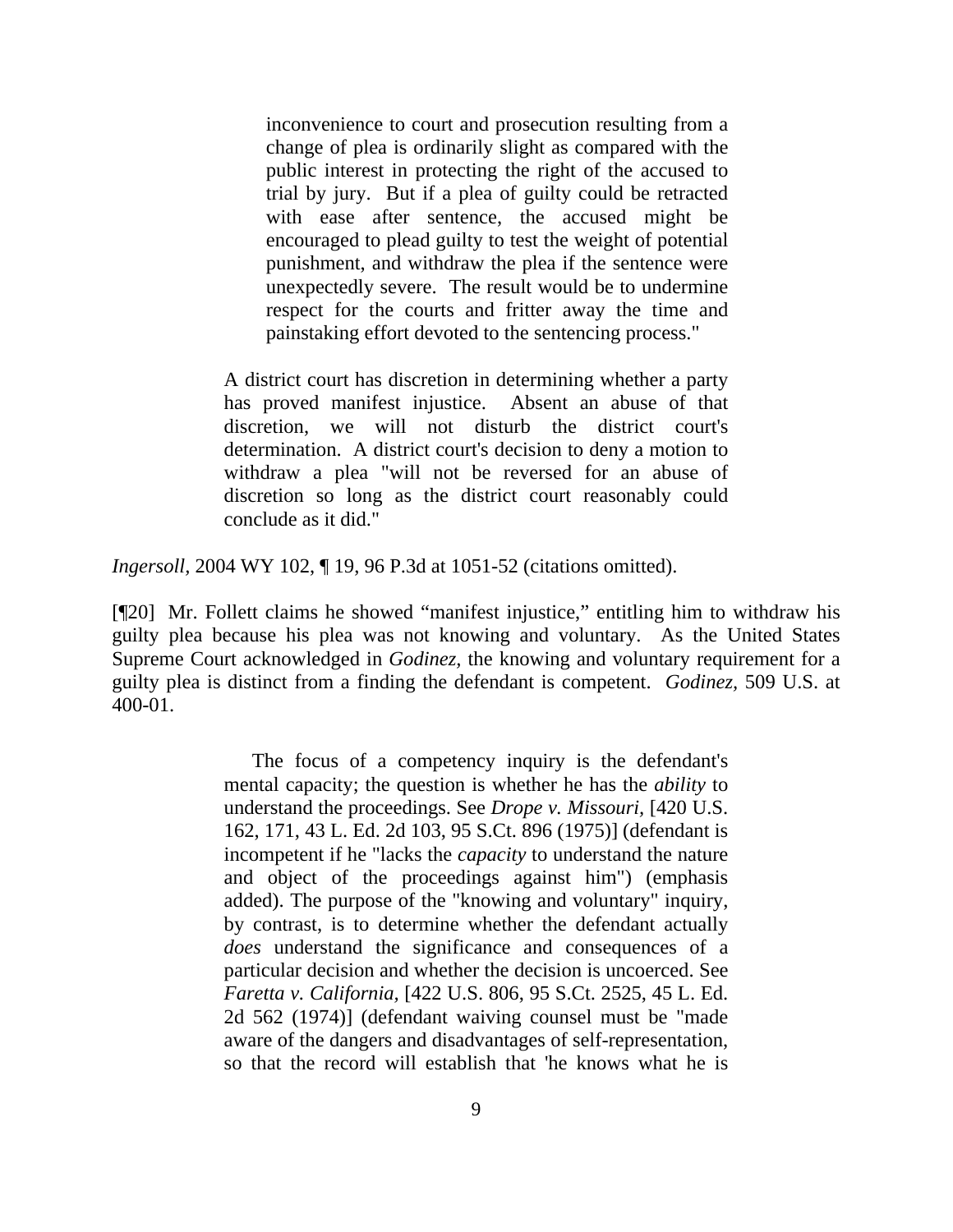> > inconvenience to court and prosecution resulting from a change of plea is ordinarily slight as compared with the public interest in protecting the right of the accused to trial by jury. But if a plea of guilty could be retracted with ease after sentence, the accused might be encouraged to plead guilty to test the weight of potential punishment, and withdraw the plea if the sentence were unexpectedly severe. The result would be to undermine respect for the courts and fritter away the time and painstaking effort devoted to the sentencing process."
>
> A district court has discretion in determining whether a party has proved manifest injustice. Absent an abuse of that discretion, we will not disturb the district court's determination. A district court's decision to deny a motion to withdraw a plea "will not be reversed for an abuse of discretion so long as the district court reasonably could conclude as it did."

*Ingersoll,* 2004 WY 102, ¶ 19, 96 P.3d at 1051-52 (citations omitted).

[¶20] Mr. Follett claims he showed "manifest injustice," entitling him to withdraw his guilty plea because his plea was not knowing and voluntary. As the United States Supreme Court acknowledged in *Godinez,* the knowing and voluntary requirement for a guilty plea is distinct from a finding the defendant is competent. *Godinez,* 509 U.S. at 400-01.

> The focus of a competency inquiry is the defendant's mental capacity; the question is whether he has the *ability* to understand the proceedings. See *Drope v. Missouri,* [420 U.S. 162, 171, 43 L. Ed. 2d 103, 95 S.Ct. 896 (1975)] (defendant is incompetent if he "lacks the *capacity* to understand the nature and object of the proceedings against him") (emphasis added). The purpose of the "knowing and voluntary" inquiry, by contrast, is to determine whether the defendant actually *does* understand the significance and consequences of a particular decision and whether the decision is uncoerced. See *Faretta v. California,* [422 U.S. 806, 95 S.Ct. 2525, 45 L. Ed. 2d 562 (1974)] (defendant waiving counsel must be "made aware of the dangers and disadvantages of self-representation, so that the record will establish that 'he knows what he is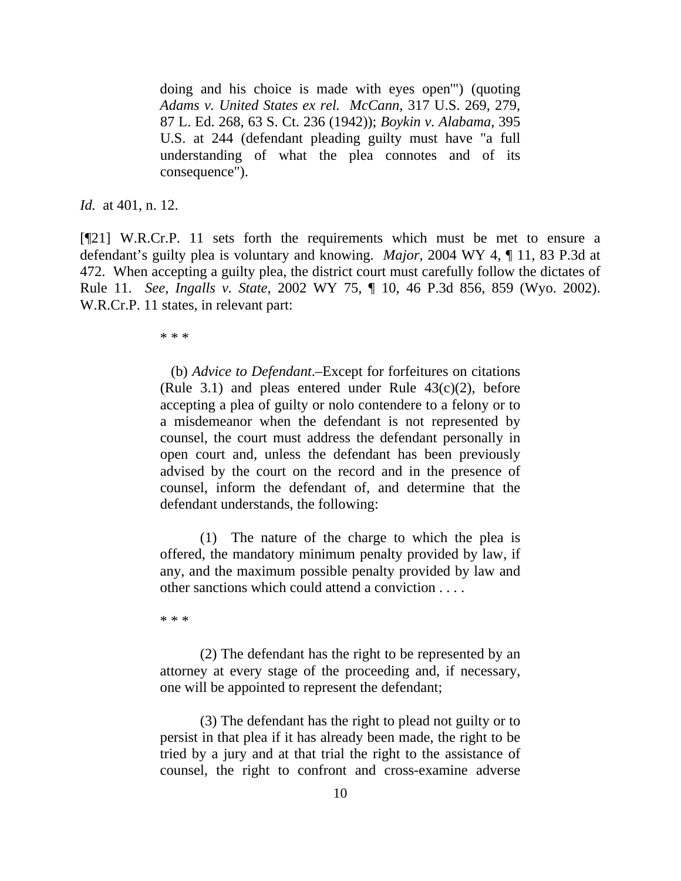> doing and his choice is made with eyes open'") (quoting *Adams v. United States ex rel. McCann*, 317 U.S. 269, 279, 87 L. Ed. 268, 63 S. Ct. 236 (1942)); *Boykin v. Alabama*, 395 U.S. at 244 (defendant pleading guilty must have "a full understanding of what the plea connotes and of its consequence").

*Id.* at 401, n. 12.

[¶21] W.R.Cr.P. 11 sets forth the requirements which must be met to ensure a defendant's guilty plea is voluntary and knowing. *Major*, 2004 WY 4, ¶ 11, 83 P.3d at 472. When accepting a guilty plea, the district court must carefully follow the dictates of Rule 11. *See*, *Ingalls v. State*, 2002 WY 75, ¶ 10, 46 P.3d 856, 859 (Wyo. 2002). W.R.Cr.P. 11 states, in relevant part:

> \* \* \*
>
> (b) *Advice to Defendant*.–Except for forfeitures on citations (Rule 3.1) and pleas entered under Rule 43(c)(2), before accepting a plea of guilty or nolo contendere to a felony or to a misdemeanor when the defendant is not represented by counsel, the court must address the defendant personally in open court and, unless the defendant has been previously advised by the court on the record and in the presence of counsel, inform the defendant of, and determine that the defendant understands, the following:
>
> (1) The nature of the charge to which the plea is offered, the mandatory minimum penalty provided by law, if any, and the maximum possible penalty provided by law and other sanctions which could attend a conviction . . . .
>
> \* \* \*
>
> (2) The defendant has the right to be represented by an attorney at every stage of the proceeding and, if necessary, one will be appointed to represent the defendant;
>
> (3) The defendant has the right to plead not guilty or to persist in that plea if it has already been made, the right to be tried by a jury and at that trial the right to the assistance of counsel, the right to confront and cross-examine adverse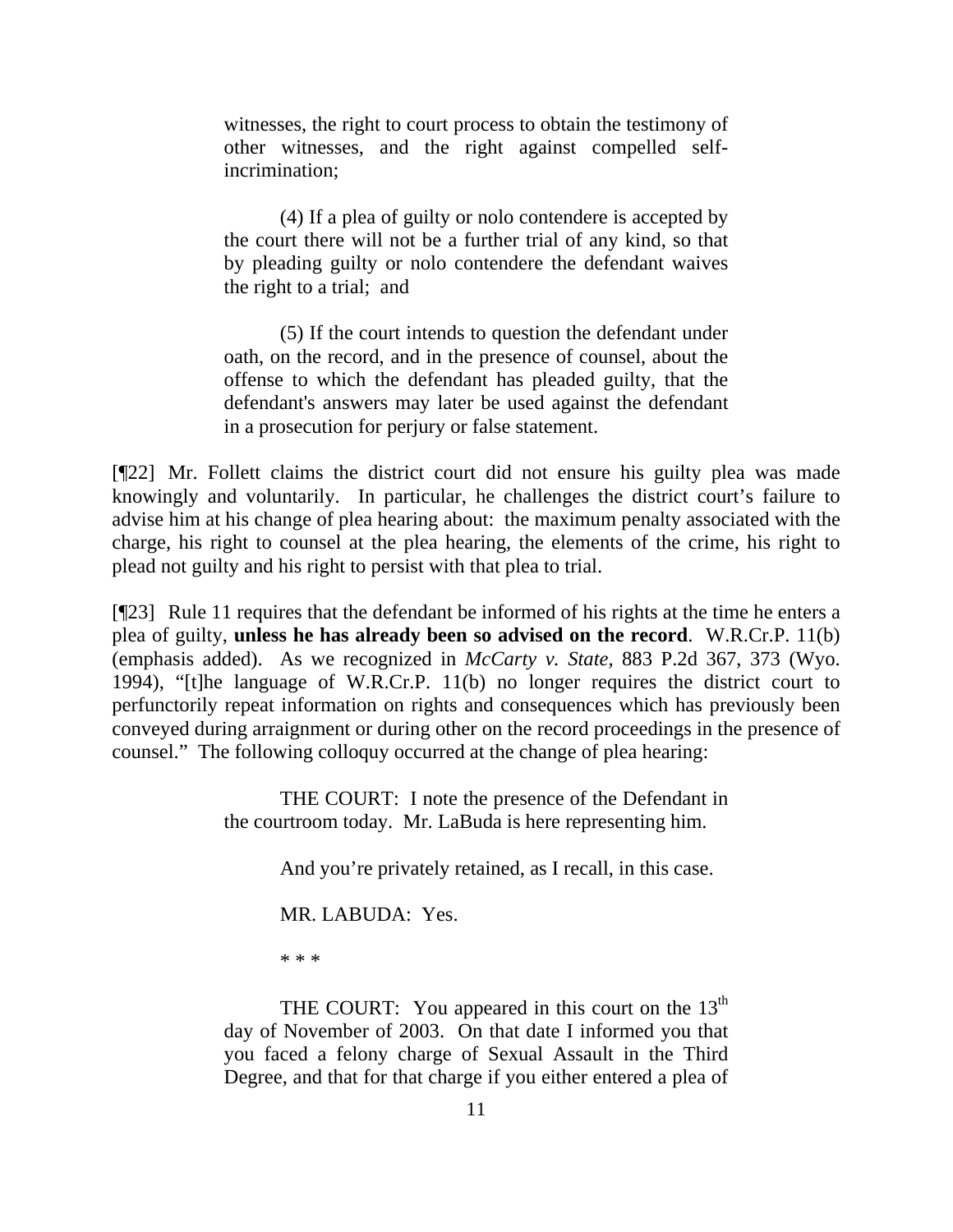witnesses, the right to court process to obtain the testimony of other witnesses, and the right against compelled self-incrimination;

(4) If a plea of guilty or nolo contendere is accepted by the court there will not be a further trial of any kind, so that by pleading guilty or nolo contendere the defendant waives the right to a trial; and

(5) If the court intends to question the defendant under oath, on the record, and in the presence of counsel, about the offense to which the defendant has pleaded guilty, that the defendant's answers may later be used against the defendant in a prosecution for perjury or false statement.

[¶22] Mr. Follett claims the district court did not ensure his guilty plea was made knowingly and voluntarily. In particular, he challenges the district court's failure to advise him at his change of plea hearing about: the maximum penalty associated with the charge, his right to counsel at the plea hearing, the elements of the crime, his right to plead not guilty and his right to persist with that plea to trial.

[¶23] Rule 11 requires that the defendant be informed of his rights at the time he enters a plea of guilty, **unless he has already been so advised on the record**. W.R.Cr.P. 11(b) (emphasis added). As we recognized in *McCarty v. State,* 883 P.2d 367, 373 (Wyo. 1994), "[t]he language of W.R.Cr.P. 11(b) no longer requires the district court to perfunctorily repeat information on rights and consequences which has previously been conveyed during arraignment or during other on the record proceedings in the presence of counsel." The following colloquy occurred at the change of plea hearing:

> THE COURT: I note the presence of the Defendant in the courtroom today. Mr. LaBuda is here representing him.
>
> And you're privately retained, as I recall, in this case.
>
> MR. LABUDA: Yes.
>
> * * *
>
> THE COURT: You appeared in this court on the 13th day of November of 2003. On that date I informed you that you faced a felony charge of Sexual Assault in the Third Degree, and that for that charge if you either entered a plea of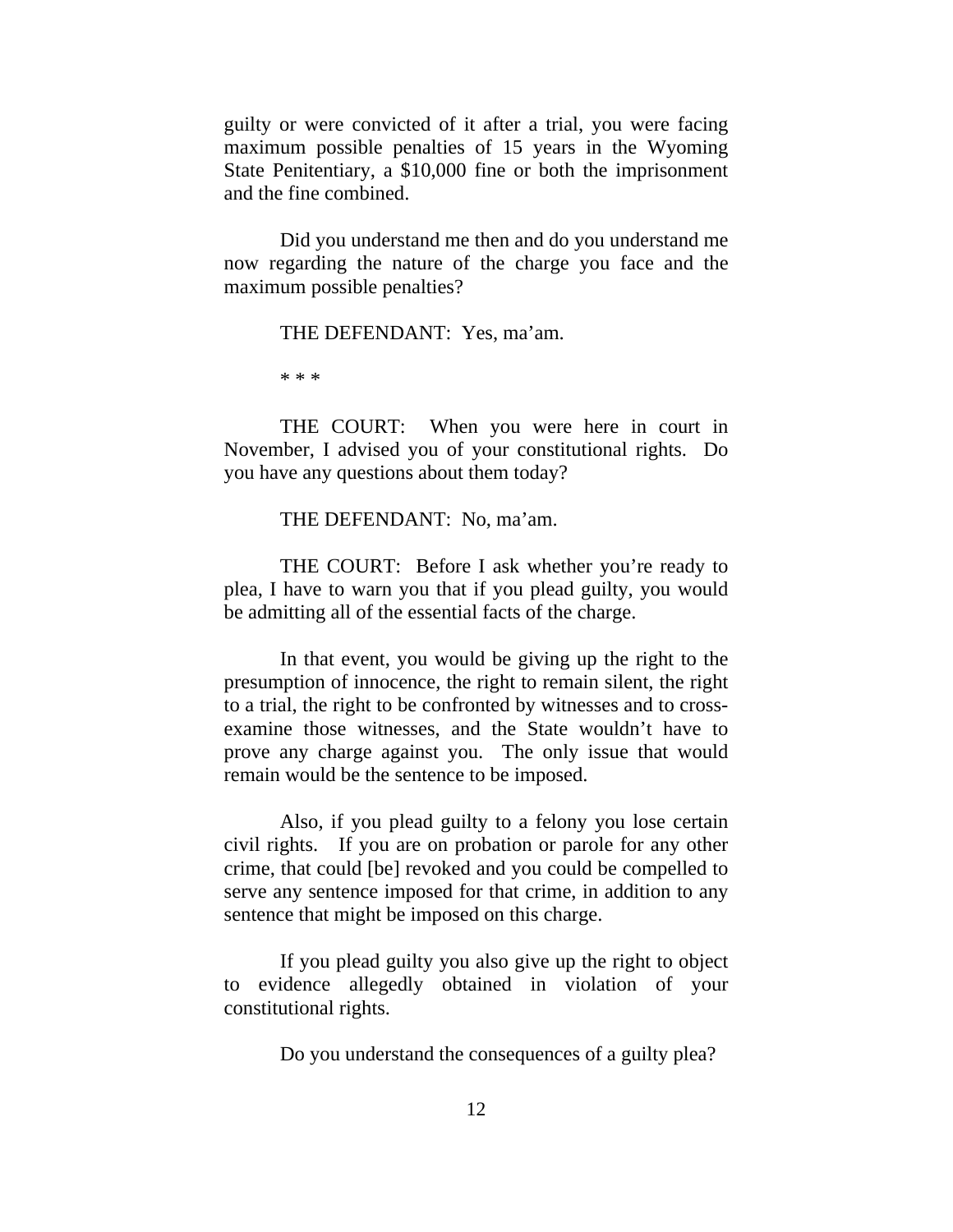guilty or were convicted of it after a trial, you were facing maximum possible penalties of 15 years in the Wyoming State Penitentiary, a $10,000 fine or both the imprisonment and the fine combined.

Did you understand me then and do you understand me now regarding the nature of the charge you face and the maximum possible penalties?

THE DEFENDANT: Yes, ma'am.

* * *

THE COURT: When you were here in court in November, I advised you of your constitutional rights. Do you have any questions about them today?

THE DEFENDANT: No, ma'am.

THE COURT: Before I ask whether you're ready to plea, I have to warn you that if you plead guilty, you would be admitting all of the essential facts of the charge.

In that event, you would be giving up the right to the presumption of innocence, the right to remain silent, the right to a trial, the right to be confronted by witnesses and to cross-examine those witnesses, and the State wouldn't have to prove any charge against you. The only issue that would remain would be the sentence to be imposed.

Also, if you plead guilty to a felony you lose certain civil rights. If you are on probation or parole for any other crime, that could [be] revoked and you could be compelled to serve any sentence imposed for that crime, in addition to any sentence that might be imposed on this charge.

If you plead guilty you also give up the right to object to evidence allegedly obtained in violation of your constitutional rights.

Do you understand the consequences of a guilty plea?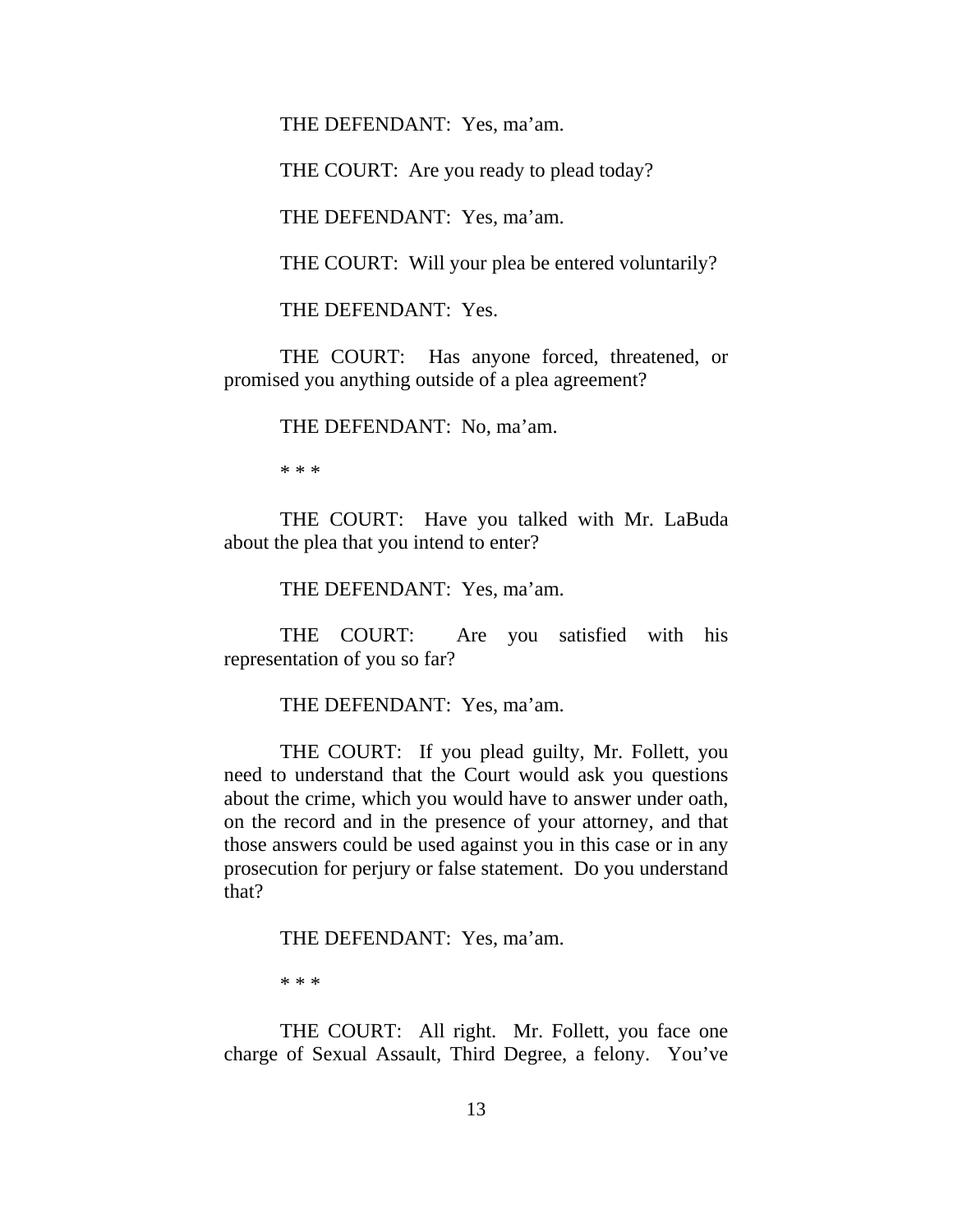THE DEFENDANT: Yes, ma'am.

THE COURT: Are you ready to plead today?

THE DEFENDANT: Yes, ma'am.

THE COURT: Will your plea be entered voluntarily?

THE DEFENDANT: Yes.

THE COURT: Has anyone forced, threatened, or promised you anything outside of a plea agreement?

THE DEFENDANT: No, ma'am.

\* \* \*

THE COURT: Have you talked with Mr. LaBuda about the plea that you intend to enter?

THE DEFENDANT: Yes, ma'am.

THE COURT: Are you satisfied with his representation of you so far?

THE DEFENDANT: Yes, ma'am.

THE COURT: If you plead guilty, Mr. Follett, you need to understand that the Court would ask you questions about the crime, which you would have to answer under oath, on the record and in the presence of your attorney, and that those answers could be used against you in this case or in any prosecution for perjury or false statement. Do you understand that?

THE DEFENDANT: Yes, ma'am.

\* \* \*

THE COURT: All right. Mr. Follett, you face one charge of Sexual Assault, Third Degree, a felony. You've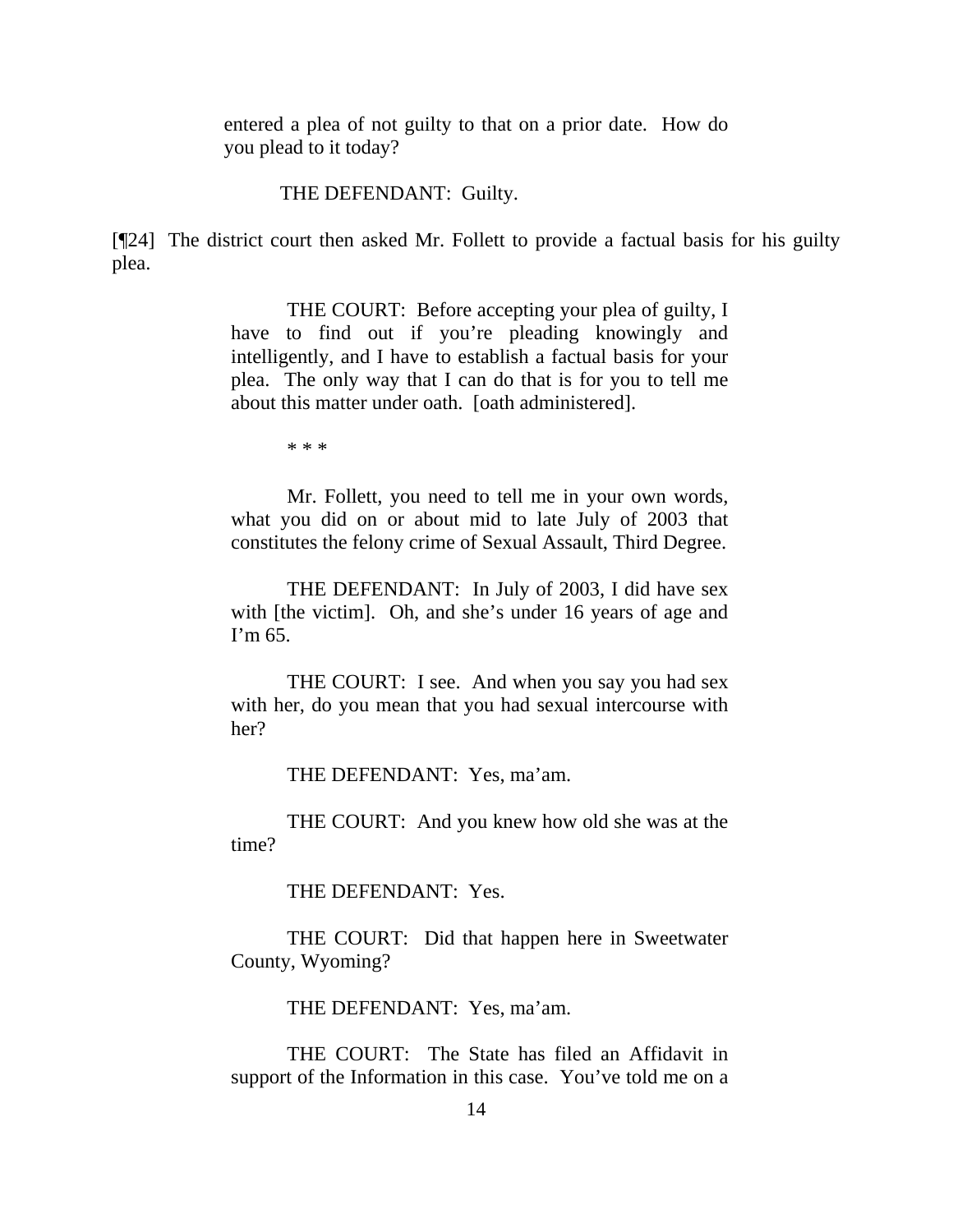> entered a plea of not guilty to that on a prior date. How do you plead to it today?
>
> THE DEFENDANT: Guilty.

[¶24] The district court then asked Mr. Follett to provide a factual basis for his guilty plea.

> THE COURT: Before accepting your plea of guilty, I have to find out if you're pleading knowingly and intelligently, and I have to establish a factual basis for your plea. The only way that I can do that is for you to tell me about this matter under oath. [oath administered].
>
> \* \* \*
>
> Mr. Follett, you need to tell me in your own words, what you did on or about mid to late July of 2003 that constitutes the felony crime of Sexual Assault, Third Degree.
>
> THE DEFENDANT: In July of 2003, I did have sex with [the victim]. Oh, and she's under 16 years of age and I'm 65.
>
> THE COURT: I see. And when you say you had sex with her, do you mean that you had sexual intercourse with her?
>
> THE DEFENDANT: Yes, ma'am.
>
> THE COURT: And you knew how old she was at the time?
>
> THE DEFENDANT: Yes.
>
> THE COURT: Did that happen here in Sweetwater County, Wyoming?
>
> THE DEFENDANT: Yes, ma'am.
>
> THE COURT: The State has filed an Affidavit in support of the Information in this case. You've told me on a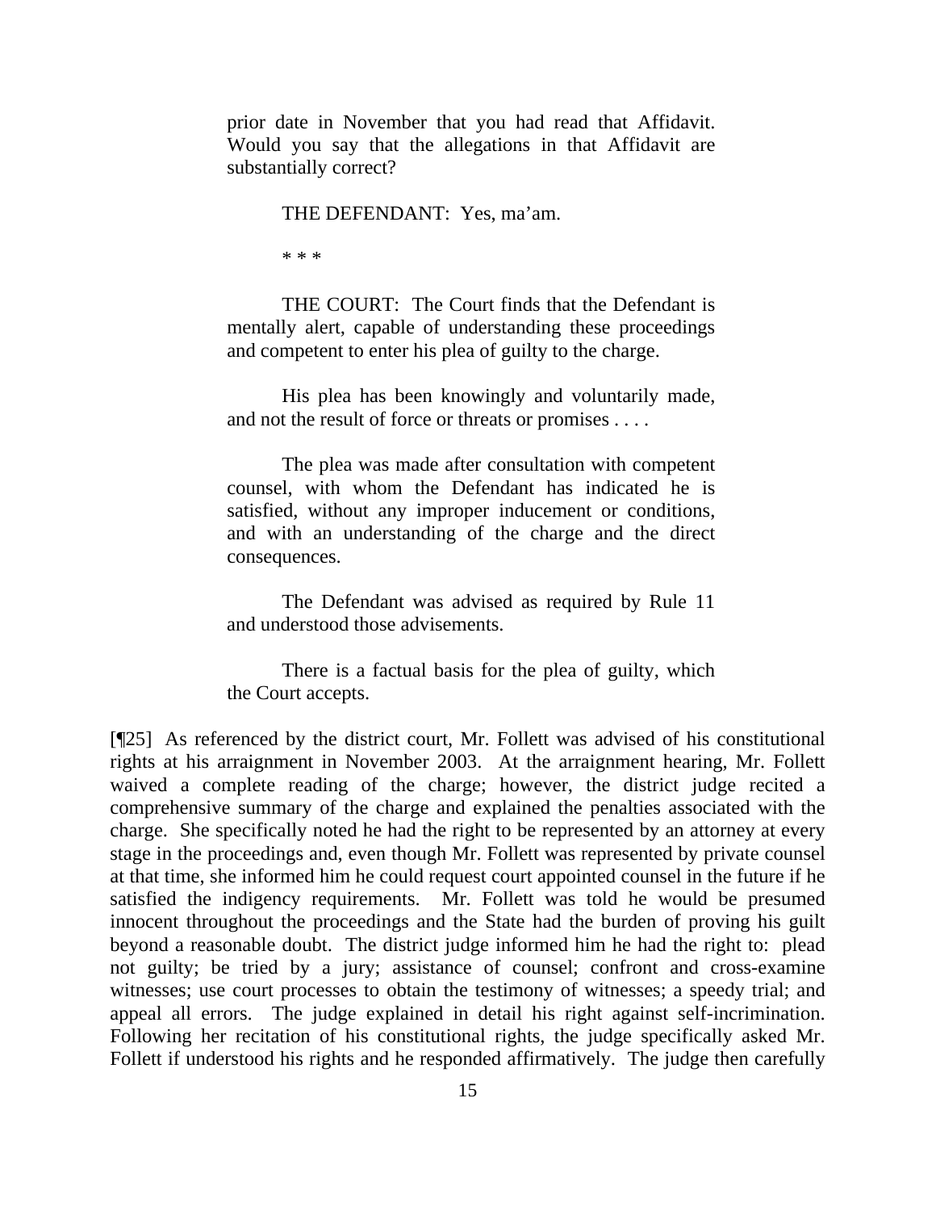> prior date in November that you had read that Affidavit. Would you say that the allegations in that Affidavit are substantially correct?
>
> THE DEFENDANT: Yes, ma'am.
>
> \* \* \*
>
> THE COURT: The Court finds that the Defendant is mentally alert, capable of understanding these proceedings and competent to enter his plea of guilty to the charge.
>
> His plea has been knowingly and voluntarily made, and not the result of force or threats or promises . . . .
>
> The plea was made after consultation with competent counsel, with whom the Defendant has indicated he is satisfied, without any improper inducement or conditions, and with an understanding of the charge and the direct consequences.
>
> The Defendant was advised as required by Rule 11 and understood those advisements.
>
> There is a factual basis for the plea of guilty, which the Court accepts.

[¶25] As referenced by the district court, Mr. Follett was advised of his constitutional rights at his arraignment in November 2003. At the arraignment hearing, Mr. Follett waived a complete reading of the charge; however, the district judge recited a comprehensive summary of the charge and explained the penalties associated with the charge. She specifically noted he had the right to be represented by an attorney at every stage in the proceedings and, even though Mr. Follett was represented by private counsel at that time, she informed him he could request court appointed counsel in the future if he satisfied the indigency requirements. Mr. Follett was told he would be presumed innocent throughout the proceedings and the State had the burden of proving his guilt beyond a reasonable doubt. The district judge informed him he had the right to: plead not guilty; be tried by a jury; assistance of counsel; confront and cross-examine witnesses; use court processes to obtain the testimony of witnesses; a speedy trial; and appeal all errors. The judge explained in detail his right against self-incrimination. Following her recitation of his constitutional rights, the judge specifically asked Mr. Follett if understood his rights and he responded affirmatively. The judge then carefully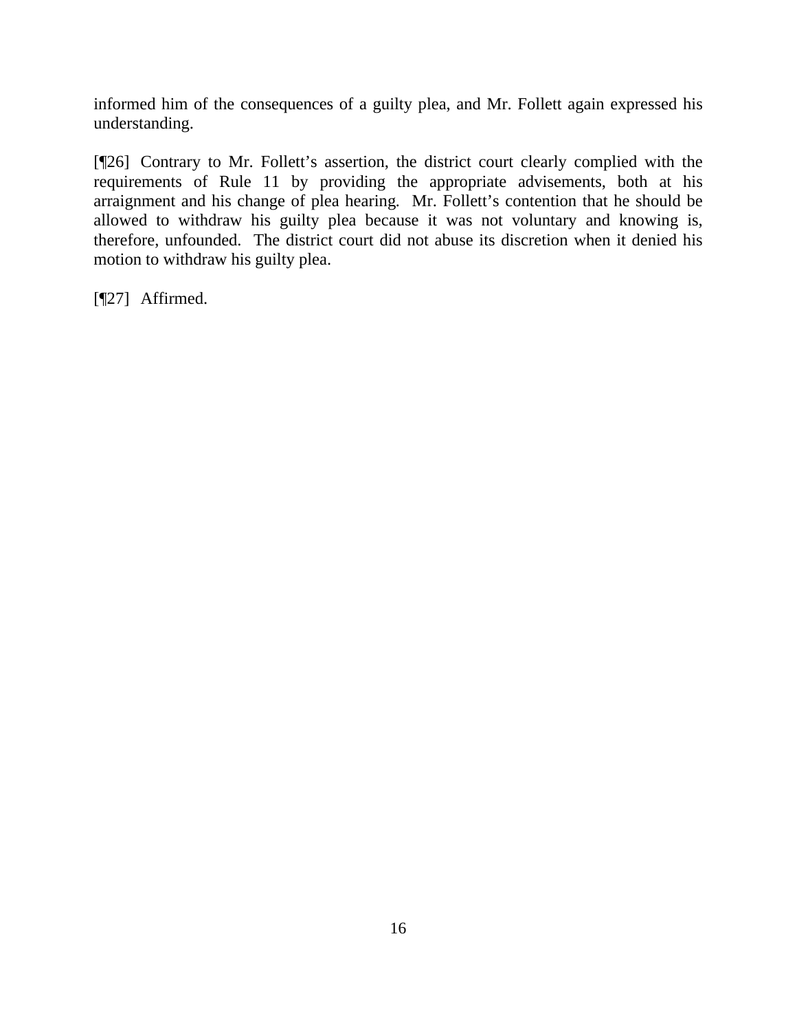informed him of the consequences of a guilty plea, and Mr. Follett again expressed his understanding.

[¶26] Contrary to Mr. Follett's assertion, the district court clearly complied with the requirements of Rule 11 by providing the appropriate advisements, both at his arraignment and his change of plea hearing. Mr. Follett's contention that he should be allowed to withdraw his guilty plea because it was not voluntary and knowing is, therefore, unfounded. The district court did not abuse its discretion when it denied his motion to withdraw his guilty plea.

[¶27] Affirmed.